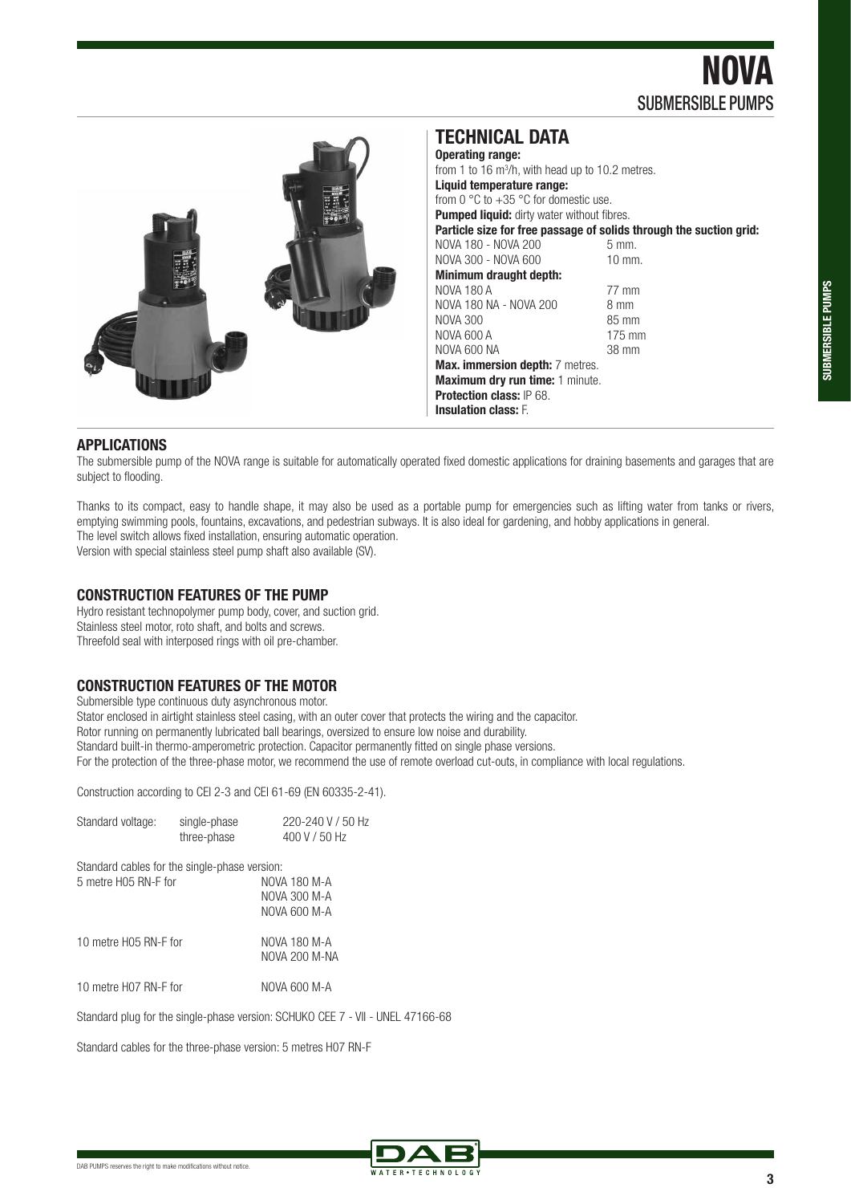# NOVA
## SUBMERSIBLE PUMPS

## TECHNICAL DATA

**Operating range:**
from 1 to 16 m³/h, with head up to 10.2 metres.

**Liquid temperature range:**
from 0 °C to +35 °C for domestic use.

**Pumped liquid:** dirty water without fibres.

**Particle size for free passage of solids through the suction grid:**

| | |
|---|---|
| NOVA 180 - NOVA 200 | 5 mm. |
| NOVA 300 - NOVA 600 | 10 mm. |

**Minimum draught depth:**

| | |
|---|---|
| NOVA 180 A | 77 mm |
| NOVA 180 NA - NOVA 200 | 8 mm |
| NOVA 300 | 85 mm |
| NOVA 600 A | 175 mm |
| NOVA 600 NA | 38 mm |

**Max. immersion depth:** 7 metres.

**Maximum dry run time:** 1 minute.

**Protection class:** IP 68.

**Insulation class:** F.

### APPLICATIONS

The submersible pump of the NOVA range is suitable for automatically operated fixed domestic applications for draining basements and garages that are subject to flooding.

Thanks to its compact, easy to handle shape, it may also be used as a portable pump for emergencies such as lifting water from tanks or rivers, emptying swimming pools, fountains, excavations, and pedestrian subways. It is also ideal for gardening, and hobby applications in general.
The level switch allows fixed installation, ensuring automatic operation.
Version with special stainless steel pump shaft also available (SV).

### CONSTRUCTION FEATURES OF THE PUMP

Hydro resistant technopolymer pump body, cover, and suction grid.
Stainless steel motor, roto shaft, and bolts and screws.
Threefold seal with interposed rings with oil pre-chamber.

### CONSTRUCTION FEATURES OF THE MOTOR

Submersible type continuous duty asynchronous motor.
Stator enclosed in airtight stainless steel casing, with an outer cover that protects the wiring and the capacitor.
Rotor running on permanently lubricated ball bearings, oversized to ensure low noise and durability.
Standard built-in thermo-amperometric protection. Capacitor permanently fitted on single phase versions.
For the protection of the three-phase motor, we recommend the use of remote overload cut-outs, in compliance with local regulations.

Construction according to CEI 2-3 and CEI 61-69 (EN 60335-2-41).

| | | |
|---|---|---|
| Standard voltage: | single-phase | 220-240 V / 50 Hz |
| | three-phase | 400 V / 50 Hz |

Standard cables for the single-phase version:

| | |
|---|---|
| 5 metre H05 RN-F for | NOVA 180 M-A<br>NOVA 300 M-A<br>NOVA 600 M-A |
| 10 metre H05 RN-F for | NOVA 180 M-A<br>NOVA 200 M-NA |
| 10 metre H07 RN-F for | NOVA 600 M-A |

Standard plug for the single-phase version: SCHUKO CEE 7 - VII - UNEL 47166-68

Standard cables for the three-phase version: 5 metres H07 RN-F

DAB PUMPS reserves the right to make modifications without notice.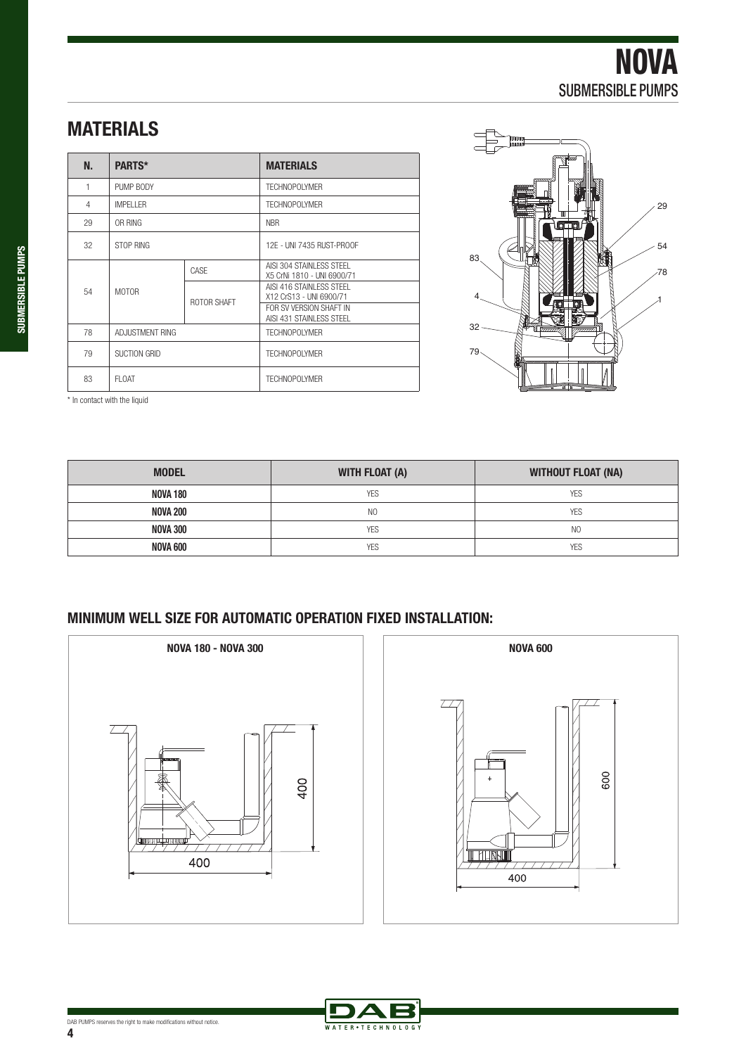# NOVA

SUBMERSIBLE PUMPS

## MATERIALS

| N. | PARTS* | | MATERIALS |
|---|---|---|---|
| 1 | PUMP BODY | | TECHNOPOLYMER |
| 4 | IMPELLER | | TECHNOPOLYMER |
| 29 | OR RING | | NBR |
| 32 | STOP RING | | 12E - UNI 7435 RUST-PROOF |
| 54 | MOTOR | CASE | AISI 304 STAINLESS STEEL X5 CrNi 1810 - UNI 6900/71 |
| | | ROTOR SHAFT | AISI 416 STAINLESS STEEL X12 CrS13 - UNI 6900/71 |
| | | | FOR SV VERSION SHAFT IN AISI 431 STAINLESS STEEL |
| 78 | ADJUSTMENT RING | | TECHNOPOLYMER |
| 79 | SUCTION GRID | | TECHNOPOLYMER |
| 83 | FLOAT | | TECHNOPOLYMER |

\* In contact with the liquid

| MODEL | WITH FLOAT (A) | WITHOUT FLOAT (NA) |
|---|---|---|
| **NOVA 180** | YES | YES |
| **NOVA 200** | NO | YES |
| **NOVA 300** | YES | NO |
| **NOVA 600** | YES | YES |

### MINIMUM WELL SIZE FOR AUTOMATIC OPERATION FIXED INSTALLATION:

**NOVA 180 - NOVA 300**

400 × 400

**NOVA 600**

400 × 600

DAB PUMPS reserves the right to make modifications without notice.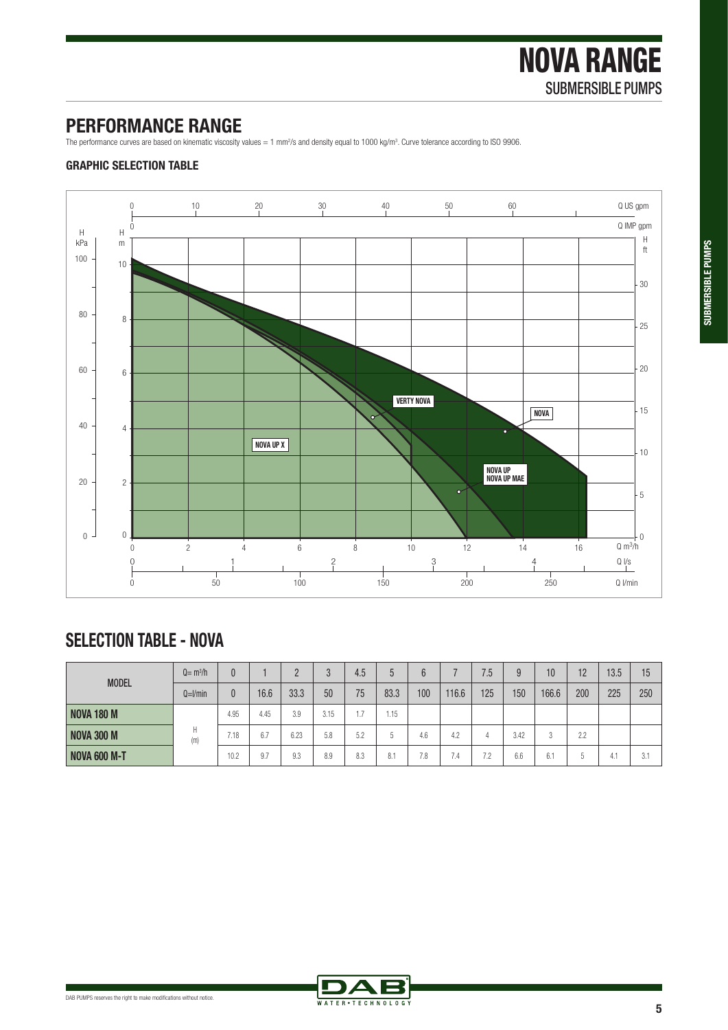# NOVA RANGE
SUBMERSIBLE PUMPS

## PERFORMANCE RANGE

The performance curves are based on kinematic viscosity values = 1 mm²/s and density equal to 1000 kg/m³. Curve tolerance according to ISO 9906.

### GRAPHIC SELECTION TABLE

## SELECTION TABLE - NOVA

| MODEL | $Q = m^3/h$ | 0 | 1 | 2 | 3 | 4.5 | 5 | 6 | 7 | 7.5 | 9 | 10 | 12 | 13.5 | 15 |
|---|---|---|---|---|---|---|---|---|---|---|---|---|---|---|---|
| | Q=l/min | 0 | 16.6 | 33.3 | 50 | 75 | 83.3 | 100 | 116.6 | 125 | 150 | 166.6 | 200 | 225 | 250 |
| **NOVA 180 M** | H (m) | 4.95 | 4.45 | 3.9 | 3.15 | 1.7 | 1.15 | | | | | | | | |
| **NOVA 300 M** | | 7.18 | 6.7 | 6.23 | 5.8 | 5.2 | 5 | 4.6 | 4.2 | 4 | 3.42 | 3 | 2.2 | | |
| **NOVA 600 M-T** | | 10.2 | 9.7 | 9.3 | 8.9 | 8.3 | 8.1 | 7.8 | 7.4 | 7.2 | 6.6 | 6.1 | 5 | 4.1 | 3.1 |

DAB PUMPS reserves the right to make modifications without notice.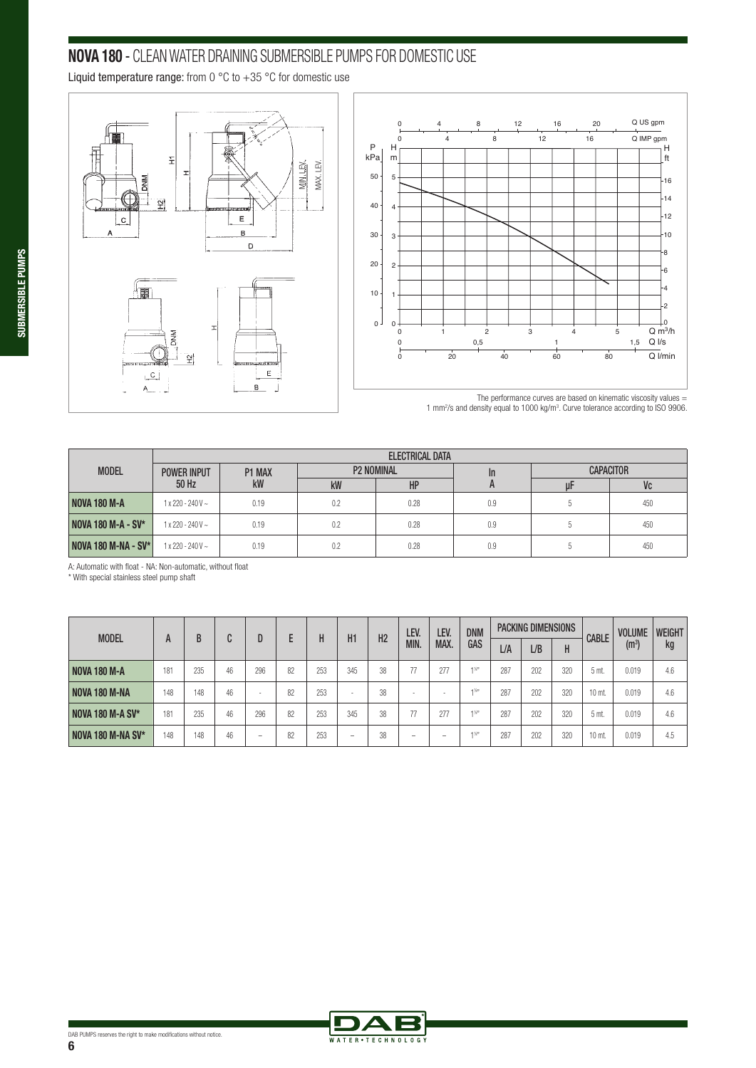# NOVA 180 - CLEAN WATER DRAINING SUBMERSIBLE PUMPS FOR DOMESTIC USE

**Liquid temperature range:** from 0 °C to +35 °C for domestic use

The performance curves are based on kinematic viscosity values = 1 mm²/s and density equal to 1000 kg/m³. Curve tolerance according to ISO 9906.

| MODEL | ELECTRICAL DATA | | | | | | |
|---|---|---|---|---|---|---|---|
| | POWER INPUT 50 Hz | P1 MAX kW | P2 NOMINAL | | In A | CAPACITOR | |
| | | | kW | HP | | µF | Vc |
| **NOVA 180 M-A** | 1 x 220 - 240 V ~ | 0.19 | 0.2 | 0.28 | 0.9 | 5 | 450 |
| **NOVA 180 M-A - SV*** | 1 x 220 - 240 V ~ | 0.19 | 0.2 | 0.28 | 0.9 | 5 | 450 |
| **NOVA 180 M-NA - SV*** | 1 x 220 - 240 V ~ | 0.19 | 0.2 | 0.28 | 0.9 | 5 | 450 |

A: Automatic with float - NA: Non-automatic, without float

\* With special stainless steel pump shaft

| MODEL | A | B | C | D | E | H | H1 | H2 | LEV. MIN. | LEV. MAX. | DNM GAS | PACKING DIMENSIONS | | | CABLE | VOLUME (m³) | WEIGHT kg |
|---|---|---|---|---|---|---|---|---|---|---|---|---|---|---|---|---|---|
| | | | | | | | | | | | | L/A | L/B | H | | | |
| **NOVA 180 M-A** | 181 | 235 | 46 | 296 | 82 | 253 | 345 | 38 | 77 | 277 | 1¼" | 287 | 202 | 320 | 5 mt. | 0.019 | 4.6 |
| **NOVA 180 M-NA** | 148 | 148 | 46 | - | 82 | 253 | - | 38 | - | - | 1¼" | 287 | 202 | 320 | 10 mt. | 0.019 | 4.6 |
| **NOVA 180 M-A SV*** | 181 | 235 | 46 | 296 | 82 | 253 | 345 | 38 | 77 | 277 | 1¼" | 287 | 202 | 320 | 5 mt. | 0.019 | 4.6 |
| **NOVA 180 M-NA SV*** | 148 | 148 | 46 | – | 82 | 253 | – | 38 | – | – | 1¼" | 287 | 202 | 320 | 10 mt. | 0.019 | 4.5 |

DAB PUMPS reserves the right to make modifications without notice.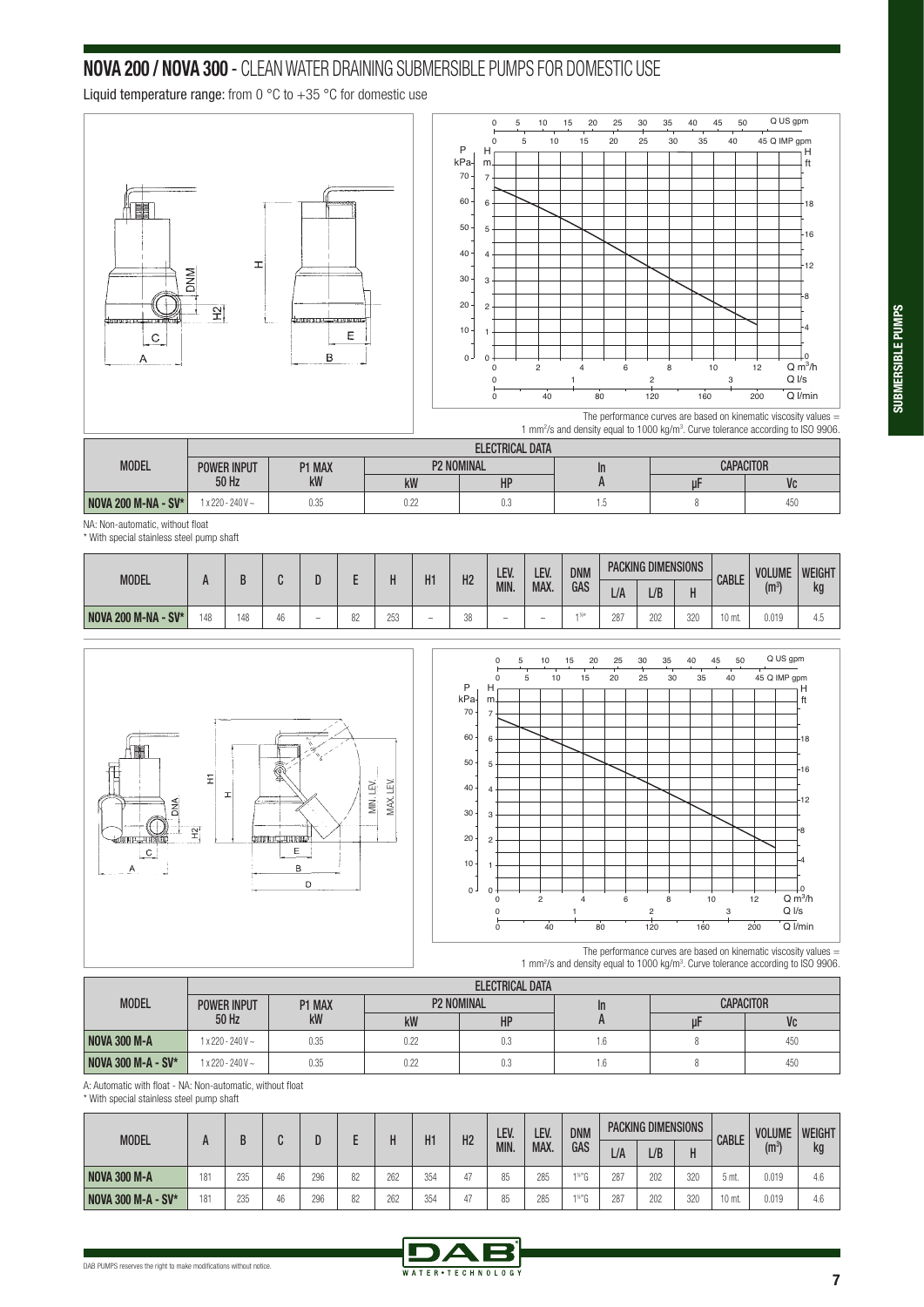## NOVA 200 / NOVA 300 - CLEAN WATER DRAINING SUBMERSIBLE PUMPS FOR DOMESTIC USE

**Liquid temperature range:** from 0 °C to +35 °C for domestic use

The performance curves are based on kinematic viscosity values = 1 mm²/s and density equal to 1000 kg/m³. Curve tolerance according to ISO 9906.

| MODEL | ELECTRICAL DATA | | | | | | |
|---|---|---|---|---|---|---|---|
| | POWER INPUT 50 Hz | P1 MAX kW | P2 NOMINAL | | In A | CAPACITOR | |
| | | | kW | HP | | µF | Vc |
| NOVA 200 M-NA - SV* | 1 x 220 - 240 V ~ | 0.35 | 0.22 | 0.3 | 1.5 | 8 | 450 |

NA: Non-automatic, without float
* With special stainless steel pump shaft

| MODEL | A | B | C | D | E | H | H1 | H2 | LEV. MIN. | LEV. MAX. | DNM GAS | PACKING DIMENSIONS | | | CABLE | VOLUME (m³) | WEIGHT kg |
|---|---|---|---|---|---|---|---|---|---|---|---|---|---|---|---|---|---|
| | | | | | | | | | | | | L/A | L/B | H | | | |
| NOVA 200 M-NA - SV* | 148 | 148 | 46 | – | 82 | 253 | – | 38 | – | – | 1¼" | 287 | 202 | 320 | 10 mt. | 0.019 | 4.5 |

The performance curves are based on kinematic viscosity values = 1 mm²/s and density equal to 1000 kg/m³. Curve tolerance according to ISO 9906.

| MODEL | ELECTRICAL DATA | | | | | | |
|---|---|---|---|---|---|---|---|
| | POWER INPUT 50 Hz | P1 MAX kW | P2 NOMINAL | | In A | CAPACITOR | |
| | | | kW | HP | | µF | Vc |
| NOVA 300 M-A | 1 x 220 - 240 V ~ | 0.35 | 0.22 | 0.3 | 1.6 | 8 | 450 |
| NOVA 300 M-A - SV* | 1 x 220 - 240 V ~ | 0.35 | 0.22 | 0.3 | 1.6 | 8 | 450 |

A: Automatic with float - NA: Non-automatic, without float
* With special stainless steel pump shaft

| MODEL | A | B | C | D | E | H | H1 | H2 | LEV. MIN. | LEV. MAX. | DNM GAS | PACKING DIMENSIONS | | | CABLE | VOLUME (m³) | WEIGHT kg |
|---|---|---|---|---|---|---|---|---|---|---|---|---|---|---|---|---|---|
| | | | | | | | | | | | | L/A | L/B | H | | | |
| NOVA 300 M-A | 181 | 235 | 46 | 296 | 82 | 262 | 354 | 47 | 85 | 285 | 1¼"G | 287 | 202 | 320 | 5 mt. | 0.019 | 4.6 |
| NOVA 300 M-A - SV* | 181 | 235 | 46 | 296 | 82 | 262 | 354 | 47 | 85 | 285 | 1¼"G | 287 | 202 | 320 | 10 mt. | 0.019 | 4.6 |

DAB PUMPS reserves the right to make modifications without notice.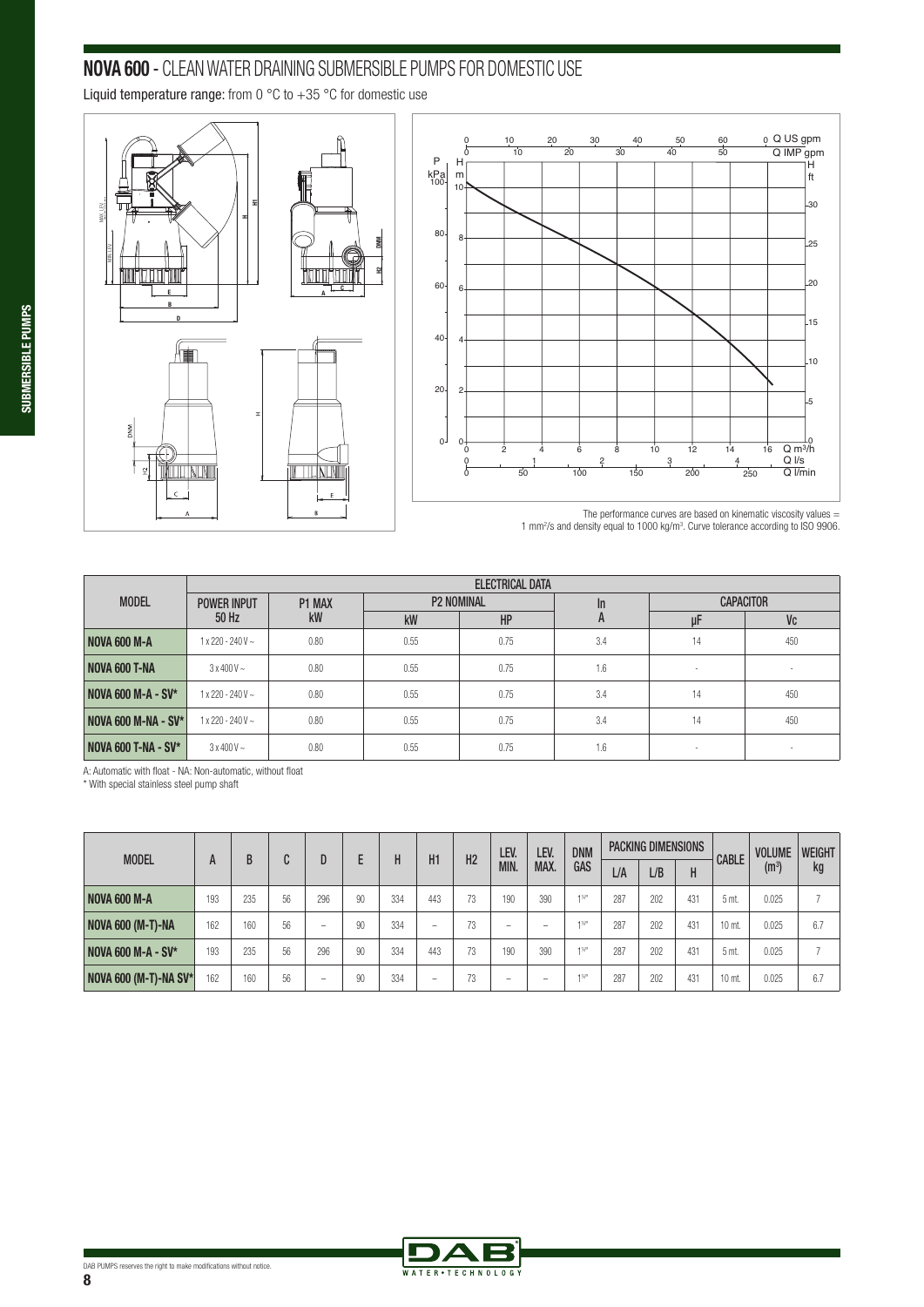## NOVA 600 - CLEAN WATER DRAINING SUBMERSIBLE PUMPS FOR DOMESTIC USE

**Liquid temperature range:** from 0 °C to +35 °C for domestic use

Q US gpm
0 10 20 30 40 50 60 0
Q IMP gpm
0 10 20 30 40 50

P kPa
H m
H ft

100 10
80 8
60 6
40 4
20 2
0 0

30
25
20
15
10
5
0

Q m³/h
0 2 4 6 8 10 12 14 16
Q l/s
0 1 2 3 4
Q l/min
0 50 100 150 200 250

The performance curves are based on kinematic viscosity values = 1 mm²/s and density equal to 1000 kg/m³. Curve tolerance according to ISO 9906.

| MODEL | ELECTRICAL DATA | | | | | | |
|---|---|---|---|---|---|---|---|
| | POWER INPUT 50 Hz | P1 MAX kW | P2 NOMINAL | | In A | CAPACITOR | |
| | | | kW | HP | | µF | Vc |
| **NOVA 600 M-A** | 1 x 220 - 240 V ~ | 0.80 | 0.55 | 0.75 | 3.4 | 14 | 450 |
| **NOVA 600 T-NA** | 3 x 400 V ~ | 0.80 | 0.55 | 0.75 | 1.6 | - | - |
| **NOVA 600 M-A - SV*** | 1 x 220 - 240 V ~ | 0.80 | 0.55 | 0.75 | 3.4 | 14 | 450 |
| **NOVA 600 M-NA - SV*** | 1 x 220 - 240 V ~ | 0.80 | 0.55 | 0.75 | 3.4 | 14 | 450 |
| **NOVA 600 T-NA - SV*** | 3 x 400 V ~ | 0.80 | 0.55 | 0.75 | 1.6 | - | - |

A: Automatic with float - NA: Non-automatic, without float

* With special stainless steel pump shaft

| MODEL | A | B | C | D | E | H | H1 | H2 | LEV. MIN. | LEV. MAX. | DNM GAS | PACKING DIMENSIONS | | | CABLE | VOLUME (m³) | WEIGHT kg |
|---|---|---|---|---|---|---|---|---|---|---|---|---|---|---|---|---|---|
| | | | | | | | | | | | | L/A | L/B | H | | | |
| **NOVA 600 M-A** | 193 | 235 | 56 | 296 | 90 | 334 | 443 | 73 | 190 | 390 | 1¼" | 287 | 202 | 431 | 5 mt. | 0.025 | 7 |
| **NOVA 600 (M-T)-NA** | 162 | 160 | 56 | – | 90 | 334 | – | 73 | – | – | 1¼" | 287 | 202 | 431 | 10 mt. | 0.025 | 6.7 |
| **NOVA 600 M-A - SV*** | 193 | 235 | 56 | 296 | 90 | 334 | 443 | 73 | 190 | 390 | 1¼" | 287 | 202 | 431 | 5 mt. | 0.025 | 7 |
| **NOVA 600 (M-T)-NA SV*** | 162 | 160 | 56 | – | 90 | 334 | – | 73 | – | – | 1¼" | 287 | 202 | 431 | 10 mt. | 0.025 | 6.7 |

DAB PUMPS reserves the right to make modifications without notice.